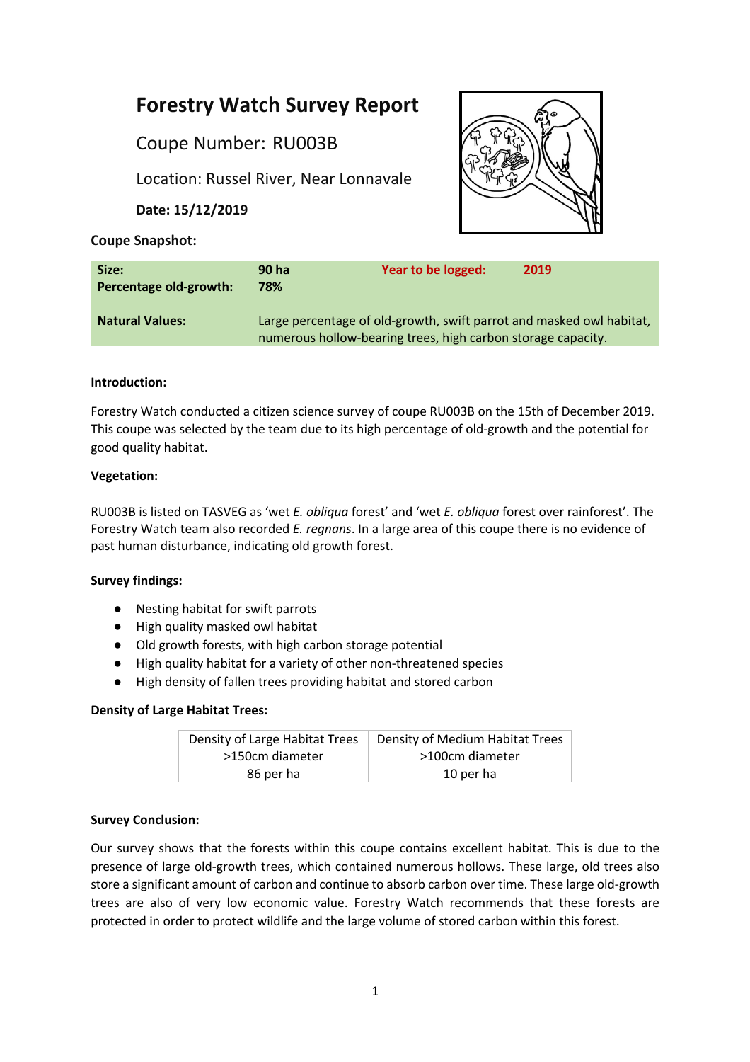# Forestry Watch Survey Report

## Coupe Number: RU003B

## Location: Russel River, Near Lonnavale

**Date: 15/12/2019**

**Coupe Snapshot:**

| | | | |
|---|---|---|---|
| **Size:** | **90 ha** | **Year to be logged:** | **2019** |
| **Percentage old-growth:** | **78%** | | |
| **Natural Values:** | Large percentage of old-growth, swift parrot and masked owl habitat, numerous hollow-bearing trees, high carbon storage capacity. | | |

**Introduction:**

Forestry Watch conducted a citizen science survey of coupe RU003B on the 15th of December 2019. This coupe was selected by the team due to its high percentage of old-growth and the potential for good quality habitat.

**Vegetation:**

RU003B is listed on TASVEG as 'wet *E. obliqua* forest' and 'wet *E. obliqua* forest over rainforest'. The Forestry Watch team also recorded *E. regnans*. In a large area of this coupe there is no evidence of past human disturbance, indicating old growth forest.

**Survey findings:**

- Nesting habitat for swift parrots
- High quality masked owl habitat
- Old growth forests, with high carbon storage potential
- High quality habitat for a variety of other non-threatened species
- High density of fallen trees providing habitat and stored carbon

**Density of Large Habitat Trees:**

| Density of Large Habitat Trees >150cm diameter | Density of Medium Habitat Trees >100cm diameter |
|---|---|
| 86 per ha | 10 per ha |

**Survey Conclusion:**

Our survey shows that the forests within this coupe contains excellent habitat. This is due to the presence of large old-growth trees, which contained numerous hollows. These large, old trees also store a significant amount of carbon and continue to absorb carbon over time. These large old-growth trees are also of very low economic value. Forestry Watch recommends that these forests are protected in order to protect wildlife and the large volume of stored carbon within this forest.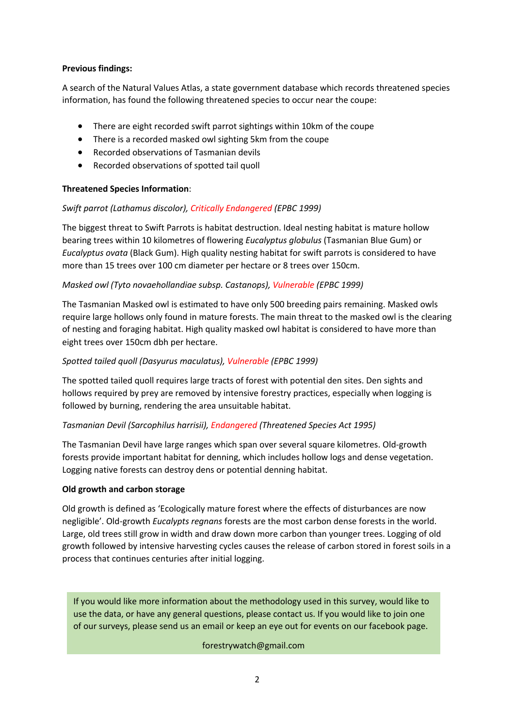**Previous findings:**

A search of the Natural Values Atlas, a state government database which records threatened species information, has found the following threatened species to occur near the coupe:

- There are eight recorded swift parrot sightings within 10km of the coupe
- There is a recorded masked owl sighting 5km from the coupe
- Recorded observations of Tasmanian devils
- Recorded observations of spotted tail quoll

**Threatened Species Information**:

*Swift parrot (Lathamus discolor), Critically Endangered (EPBC 1999)*

The biggest threat to Swift Parrots is habitat destruction. Ideal nesting habitat is mature hollow bearing trees within 10 kilometres of flowering *Eucalyptus globulus* (Tasmanian Blue Gum) or *Eucalyptus ovata* (Black Gum). High quality nesting habitat for swift parrots is considered to have more than 15 trees over 100 cm diameter per hectare or 8 trees over 150cm.

*Masked owl (Tyto novaehollandiae subsp. Castanops), Vulnerable (EPBC 1999)*

The Tasmanian Masked owl is estimated to have only 500 breeding pairs remaining. Masked owls require large hollows only found in mature forests. The main threat to the masked owl is the clearing of nesting and foraging habitat. High quality masked owl habitat is considered to have more than eight trees over 150cm dbh per hectare.

*Spotted tailed quoll (Dasyurus maculatus), Vulnerable (EPBC 1999)*

The spotted tailed quoll requires large tracts of forest with potential den sites. Den sights and hollows required by prey are removed by intensive forestry practices, especially when logging is followed by burning, rendering the area unsuitable habitat.

*Tasmanian Devil (Sarcophilus harrisii), Endangered (Threatened Species Act 1995)*

The Tasmanian Devil have large ranges which span over several square kilometres. Old-growth forests provide important habitat for denning, which includes hollow logs and dense vegetation. Logging native forests can destroy dens or potential denning habitat.

**Old growth and carbon storage**

Old growth is defined as 'Ecologically mature forest where the effects of disturbances are now negligible'. Old-growth *Eucalypts regnans* forests are the most carbon dense forests in the world. Large, old trees still grow in width and draw down more carbon than younger trees. Logging of old growth followed by intensive harvesting cycles causes the release of carbon stored in forest soils in a process that continues centuries after initial logging.

If you would like more information about the methodology used in this survey, would like to use the data, or have any general questions, please contact us. If you would like to join one of our surveys, please send us an email or keep an eye out for events on our facebook page.

forestrywatch@gmail.com